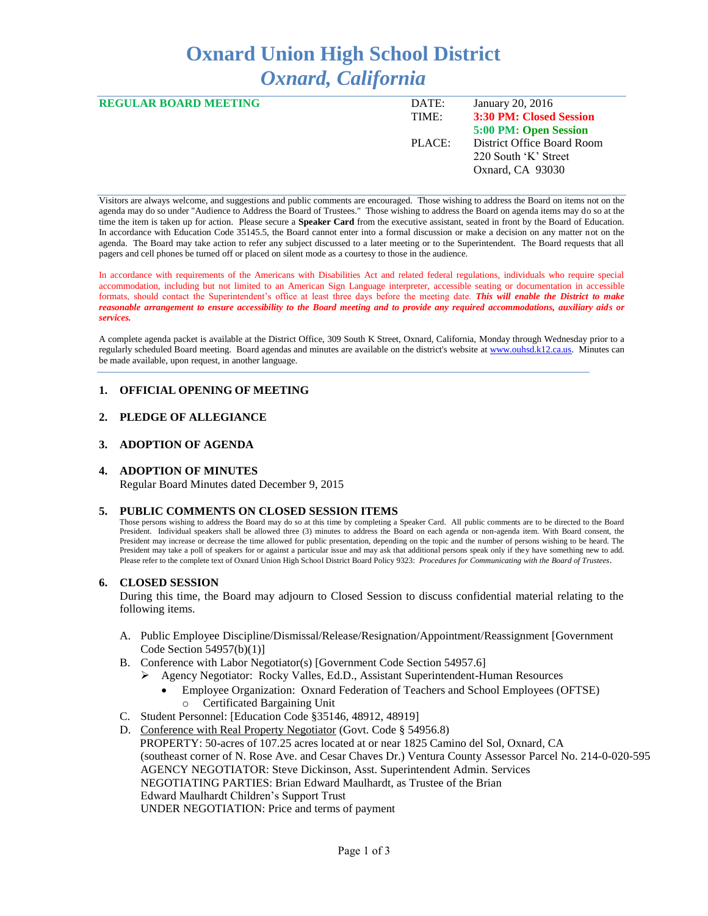# Oxnard Union High School District
## *Oxnard, California*

**REGULAR BOARD MEETING**

| | |
|---|---|
| DATE: | January 20, 2016 |
| TIME: | **3:30 PM: Closed Session** |
| | **5:00 PM: Open Session** |
| PLACE: | District Office Board Room |
| | 220 South 'K' Street |
| | Oxnard, CA 93030 |

Visitors are always welcome, and suggestions and public comments are encouraged. Those wishing to address the Board on items not on the agenda may do so under "Audience to Address the Board of Trustees." Those wishing to address the Board on agenda items may do so at the time the item is taken up for action. Please secure a **Speaker Card** from the executive assistant, seated in front by the Board of Education. In accordance with Education Code 35145.5, the Board cannot enter into a formal discussion or make a decision on any matter not on the agenda. The Board may take action to refer any subject discussed to a later meeting or to the Superintendent. The Board requests that all pagers and cell phones be turned off or placed on silent mode as a courtesy to those in the audience.

In accordance with requirements of the Americans with Disabilities Act and related federal regulations, individuals who require special accommodation, including but not limited to an American Sign Language interpreter, accessible seating or documentation in accessible formats, should contact the Superintendent's office at least three days before the meeting date. ***This will enable the District to make reasonable arrangement to ensure accessibility to the Board meeting and to provide any required accommodations, auxiliary aids or services.***

A complete agenda packet is available at the District Office, 309 South K Street, Oxnard, California, Monday through Wednesday prior to a regularly scheduled Board meeting. Board agendas and minutes are available on the district's website at www.ouhsd.k12.ca.us. Minutes can be made available, upon request, in another language.

### 1. OFFICIAL OPENING OF MEETING

### 2. PLEDGE OF ALLEGIANCE

### 3. ADOPTION OF AGENDA

### 4. ADOPTION OF MINUTES

Regular Board Minutes dated December 9, 2015

### 5. PUBLIC COMMENTS ON CLOSED SESSION ITEMS

Those persons wishing to address the Board may do so at this time by completing a Speaker Card. All public comments are to be directed to the Board President. Individual speakers shall be allowed three (3) minutes to address the Board on each agenda or non-agenda item. With Board consent, the President may increase or decrease the time allowed for public presentation, depending on the topic and the number of persons wishing to be heard. The President may take a poll of speakers for or against a particular issue and may ask that additional persons speak only if they have something new to add. Please refer to the complete text of Oxnard Union High School District Board Policy 9323: *Procedures for Communicating with the Board of Trustees*.

### 6. CLOSED SESSION

During this time, the Board may adjourn to Closed Session to discuss confidential material relating to the following items.

A. Public Employee Discipline/Dismissal/Release/Resignation/Appointment/Reassignment [Government Code Section 54957(b)(1)]

B. Conference with Labor Negotiator(s) [Government Code Section 54957.6]
   - Agency Negotiator: Rocky Valles, Ed.D., Assistant Superintendent-Human Resources
     - Employee Organization: Oxnard Federation of Teachers and School Employees (OFTSE)
       - Certificated Bargaining Unit

C. Student Personnel: [Education Code §35146, 48912, 48919]

D. Conference with Real Property Negotiator (Govt. Code § 54956.8)
   PROPERTY: 50-acres of 107.25 acres located at or near 1825 Camino del Sol, Oxnard, CA (southeast corner of N. Rose Ave. and Cesar Chaves Dr.) Ventura County Assessor Parcel No. 214-0-020-595
   AGENCY NEGOTIATOR: Steve Dickinson, Asst. Superintendent Admin. Services
   NEGOTIATING PARTIES: Brian Edward Maulhardt, as Trustee of the Brian Edward Maulhardt Children's Support Trust
   UNDER NEGOTIATION: Price and terms of payment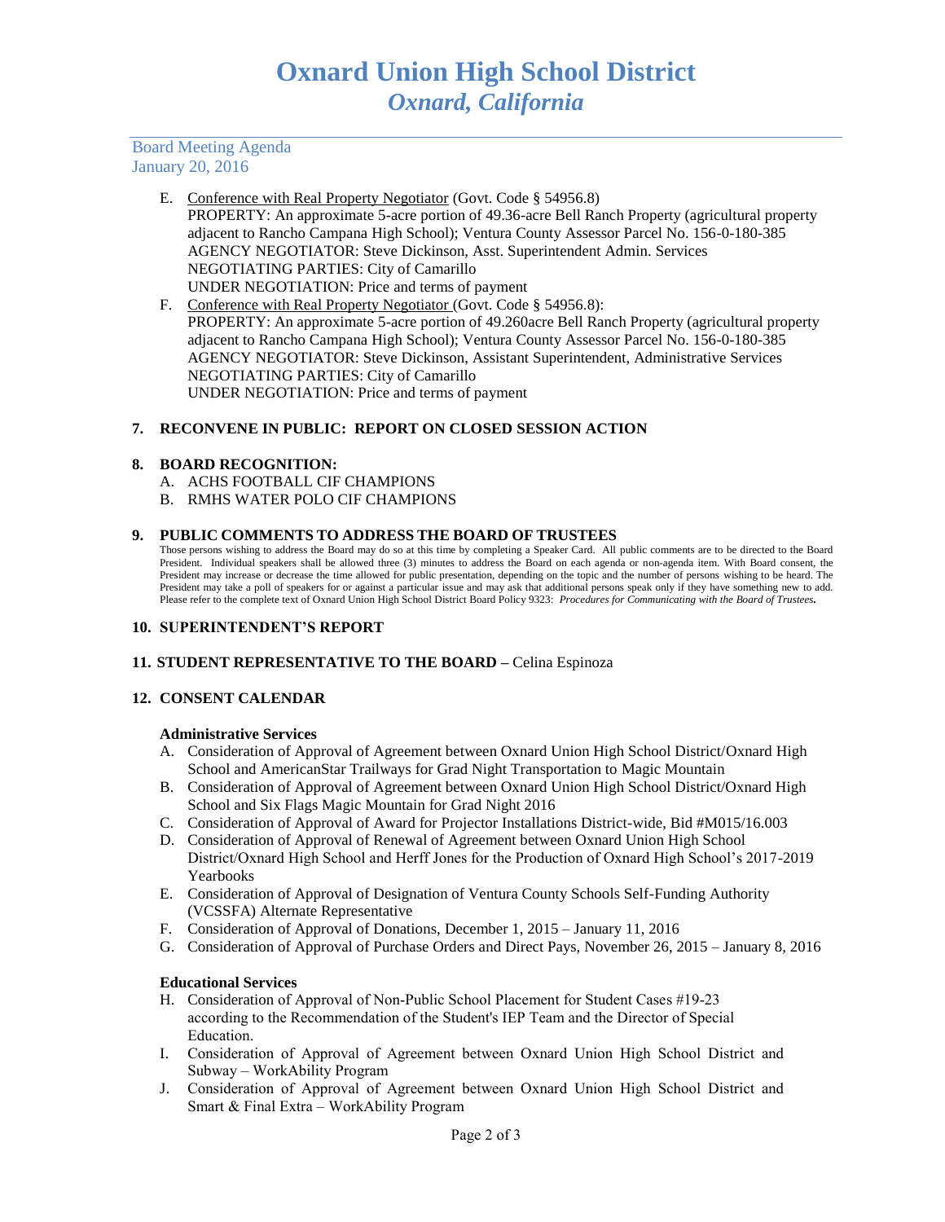# Oxnard Union High School District
*Oxnard, California*

Board Meeting Agenda
January 20, 2016

E. Conference with Real Property Negotiator (Govt. Code § 54956.8)
   PROPERTY: An approximate 5-acre portion of 49.36-acre Bell Ranch Property (agricultural property adjacent to Rancho Campana High School); Ventura County Assessor Parcel No. 156-0-180-385
   AGENCY NEGOTIATOR: Steve Dickinson, Asst. Superintendent Admin. Services
   NEGOTIATING PARTIES: City of Camarillo
   UNDER NEGOTIATION: Price and terms of payment

F. Conference with Real Property Negotiator (Govt. Code § 54956.8):
   PROPERTY: An approximate 5-acre portion of 49.260acre Bell Ranch Property (agricultural property adjacent to Rancho Campana High School); Ventura County Assessor Parcel No. 156-0-180-385
   AGENCY NEGOTIATOR: Steve Dickinson, Assistant Superintendent, Administrative Services
   NEGOTIATING PARTIES: City of Camarillo
   UNDER NEGOTIATION: Price and terms of payment

## 7. RECONVENE IN PUBLIC: REPORT ON CLOSED SESSION ACTION

## 8. BOARD RECOGNITION:

A. ACHS FOOTBALL CIF CHAMPIONS
B. RMHS WATER POLO CIF CHAMPIONS

## 9. PUBLIC COMMENTS TO ADDRESS THE BOARD OF TRUSTEES

Those persons wishing to address the Board may do so at this time by completing a Speaker Card. All public comments are to be directed to the Board President. Individual speakers shall be allowed three (3) minutes to address the Board on each agenda or non-agenda item. With Board consent, the President may increase or decrease the time allowed for public presentation, depending on the topic and the number of persons wishing to be heard. The President may take a poll of speakers for or against a particular issue and may ask that additional persons speak only if they have something new to add. Please refer to the complete text of Oxnard Union High School District Board Policy 9323: ***Procedures for Communicating with the Board of Trustees.***

## 10. SUPERINTENDENT'S REPORT

## 11. STUDENT REPRESENTATIVE TO THE BOARD – Celina Espinoza

## 12. CONSENT CALENDAR

### Administrative Services

A. Consideration of Approval of Agreement between Oxnard Union High School District/Oxnard High School and AmericanStar Trailways for Grad Night Transportation to Magic Mountain
B. Consideration of Approval of Agreement between Oxnard Union High School District/Oxnard High School and Six Flags Magic Mountain for Grad Night 2016
C. Consideration of Approval of Award for Projector Installations District-wide, Bid #M015/16.003
D. Consideration of Approval of Renewal of Agreement between Oxnard Union High School District/Oxnard High School and Herff Jones for the Production of Oxnard High School's 2017-2019 Yearbooks
E. Consideration of Approval of Designation of Ventura County Schools Self-Funding Authority (VCSSFA) Alternate Representative
F. Consideration of Approval of Donations, December 1, 2015 – January 11, 2016
G. Consideration of Approval of Purchase Orders and Direct Pays, November 26, 2015 – January 8, 2016

### Educational Services

H. Consideration of Approval of Non-Public School Placement for Student Cases #19-23 according to the Recommendation of the Student's IEP Team and the Director of Special Education.
I. Consideration of Approval of Agreement between Oxnard Union High School District and Subway – WorkAbility Program
J. Consideration of Approval of Agreement between Oxnard Union High School District and Smart & Final Extra – WorkAbility Program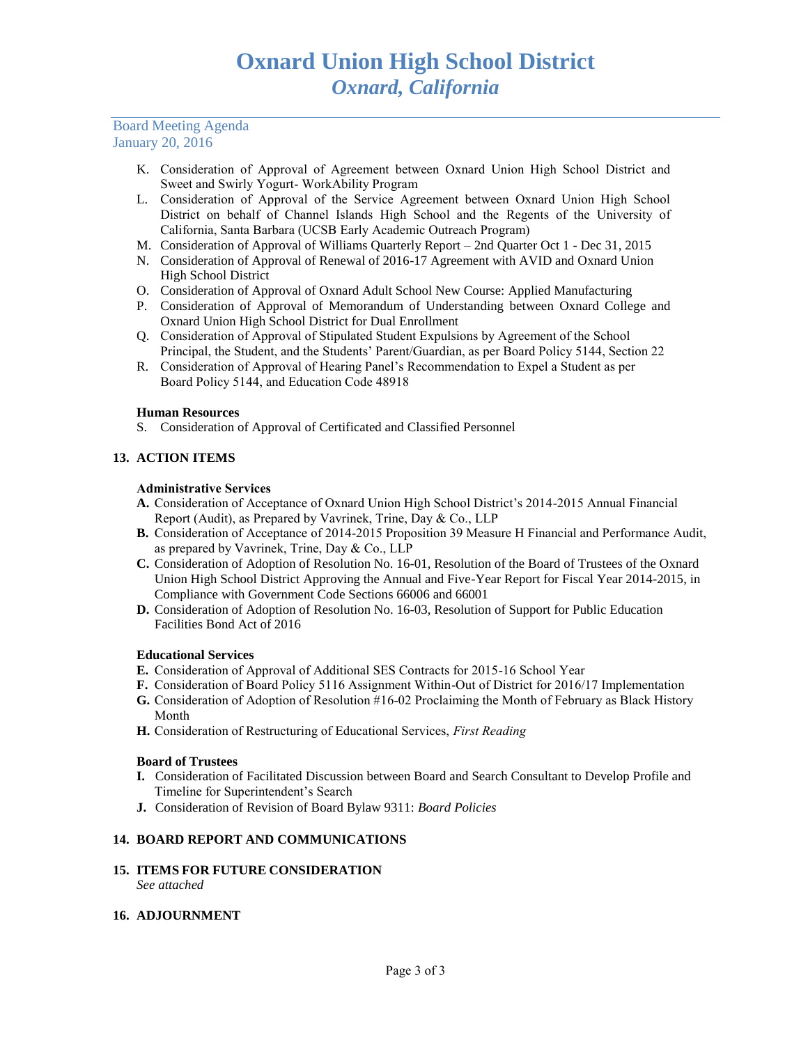# Oxnard Union High School District

## *Oxnard, California*

Board Meeting Agenda
January 20, 2016

K. Consideration of Approval of Agreement between Oxnard Union High School District and Sweet and Swirly Yogurt- WorkAbility Program

L. Consideration of Approval of the Service Agreement between Oxnard Union High School District on behalf of Channel Islands High School and the Regents of the University of California, Santa Barbara (UCSB Early Academic Outreach Program)

M. Consideration of Approval of Williams Quarterly Report – 2nd Quarter Oct 1 - Dec 31, 2015

N. Consideration of Approval of Renewal of 2016-17 Agreement with AVID and Oxnard Union High School District

O. Consideration of Approval of Oxnard Adult School New Course: Applied Manufacturing

P. Consideration of Approval of Memorandum of Understanding between Oxnard College and Oxnard Union High School District for Dual Enrollment

Q. Consideration of Approval of Stipulated Student Expulsions by Agreement of the School Principal, the Student, and the Students' Parent/Guardian, as per Board Policy 5144, Section 22

R. Consideration of Approval of Hearing Panel's Recommendation to Expel a Student as per Board Policy 5144, and Education Code 48918

**Human Resources**

S. Consideration of Approval of Certificated and Classified Personnel

**13. ACTION ITEMS**

**Administrative Services**

**A.** Consideration of Acceptance of Oxnard Union High School District's 2014-2015 Annual Financial Report (Audit), as Prepared by Vavrinek, Trine, Day & Co., LLP

**B.** Consideration of Acceptance of 2014-2015 Proposition 39 Measure H Financial and Performance Audit, as prepared by Vavrinek, Trine, Day & Co., LLP

**C.** Consideration of Adoption of Resolution No. 16-01, Resolution of the Board of Trustees of the Oxnard Union High School District Approving the Annual and Five-Year Report for Fiscal Year 2014-2015, in Compliance with Government Code Sections 66006 and 66001

**D.** Consideration of Adoption of Resolution No. 16-03, Resolution of Support for Public Education Facilities Bond Act of 2016

**Educational Services**

**E.** Consideration of Approval of Additional SES Contracts for 2015-16 School Year

**F.** Consideration of Board Policy 5116 Assignment Within-Out of District for 2016/17 Implementation

**G.** Consideration of Adoption of Resolution #16-02 Proclaiming the Month of February as Black History Month

**H.** Consideration of Restructuring of Educational Services, *First Reading*

**Board of Trustees**

**I.** Consideration of Facilitated Discussion between Board and Search Consultant to Develop Profile and Timeline for Superintendent's Search

**J.** Consideration of Revision of Board Bylaw 9311: *Board Policies*

**14. BOARD REPORT AND COMMUNICATIONS**

**15. ITEMS FOR FUTURE CONSIDERATION**
*See attached*

**16. ADJOURNMENT**